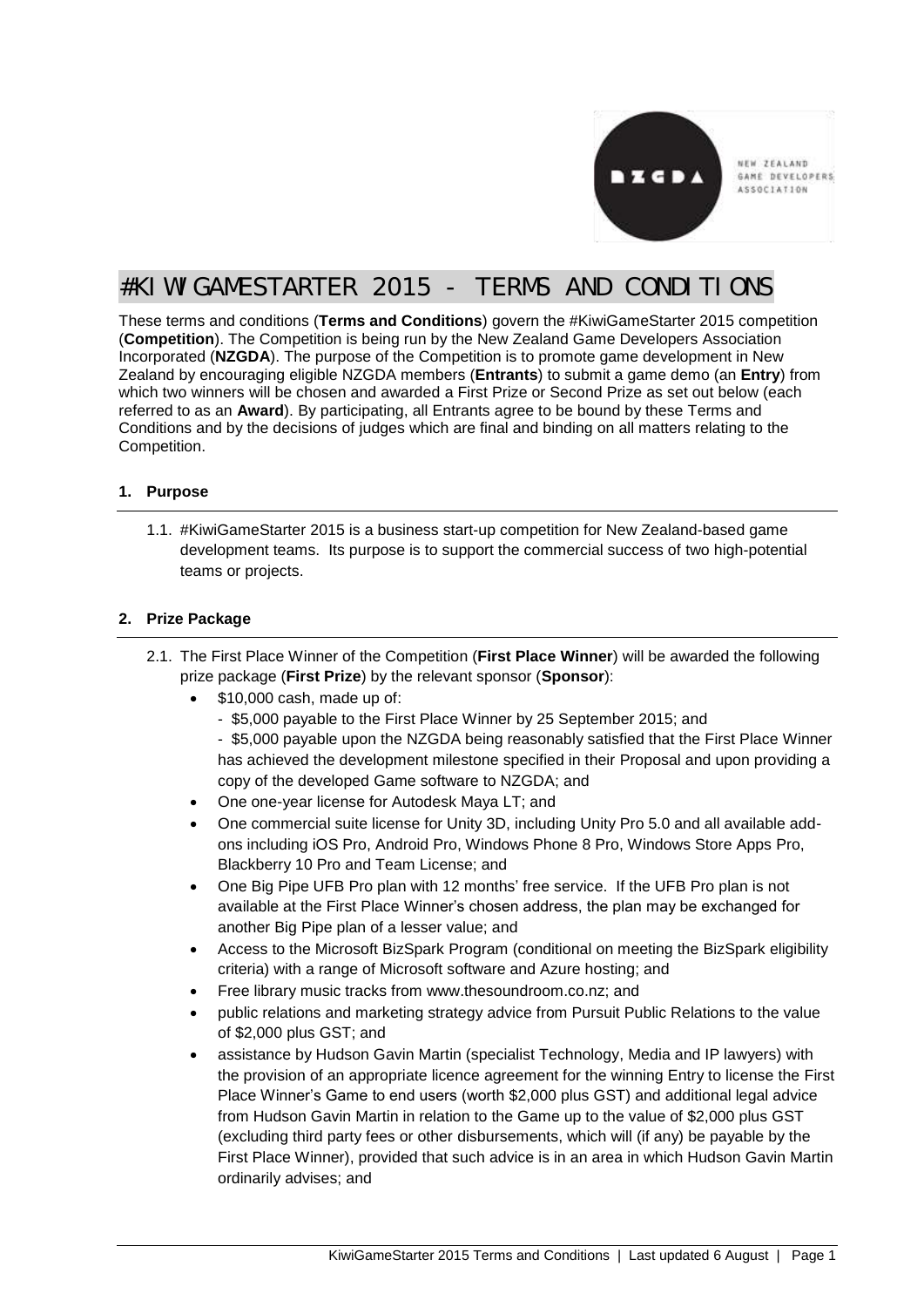# #KIWIGAMESTARTER 2015 - TERMS AND CONDITIONS

These terms and conditions (**Terms and Conditions**) govern the #KiwiGameStarter 2015 competition (**Competition**). The Competition is being run by the New Zealand Game Developers Association Incorporated (**NZGDA**). The purpose of the Competition is to promote game development in New Zealand by encouraging eligible NZGDA members (**Entrants**) to submit a game demo (an **Entry**) from which two winners will be chosen and awarded a First Prize or Second Prize as set out below (each referred to as an **Award**). By participating, all Entrants agree to be bound by these Terms and Conditions and by the decisions of judges which are final and binding on all matters relating to the Competition.

## 1. Purpose

1.1. #KiwiGameStarter 2015 is a business start-up competition for New Zealand-based game development teams. Its purpose is to support the commercial success of two high-potential teams or projects.

## 2. Prize Package

2.1. The First Place Winner of the Competition (**First Place Winner**) will be awarded the following prize package (**First Prize**) by the relevant sponsor (**Sponsor**):

- $10,000 cash, made up of:
  - $5,000 payable to the First Place Winner by 25 September 2015; and
  - $5,000 payable upon the NZGDA being reasonably satisfied that the First Place Winner has achieved the development milestone specified in their Proposal and upon providing a copy of the developed Game software to NZGDA; and
- One one-year license for Autodesk Maya LT; and
- One commercial suite license for Unity 3D, including Unity Pro 5.0 and all available add-ons including iOS Pro, Android Pro, Windows Phone 8 Pro, Windows Store Apps Pro, Blackberry 10 Pro and Team License; and
- One Big Pipe UFB Pro plan with 12 months' free service. If the UFB Pro plan is not available at the First Place Winner's chosen address, the plan may be exchanged for another Big Pipe plan of a lesser value; and
- Access to the Microsoft BizSpark Program (conditional on meeting the BizSpark eligibility criteria) with a range of Microsoft software and Azure hosting; and
- Free library music tracks from www.thesoundroom.co.nz; and
- public relations and marketing strategy advice from Pursuit Public Relations to the value of $2,000 plus GST; and
- assistance by Hudson Gavin Martin (specialist Technology, Media and IP lawyers) with the provision of an appropriate licence agreement for the winning Entry to license the First Place Winner's Game to end users (worth $2,000 plus GST) and additional legal advice from Hudson Gavin Martin in relation to the Game up to the value of $2,000 plus GST (excluding third party fees or other disbursements, which will (if any) be payable by the First Place Winner), provided that such advice is in an area in which Hudson Gavin Martin ordinarily advises; and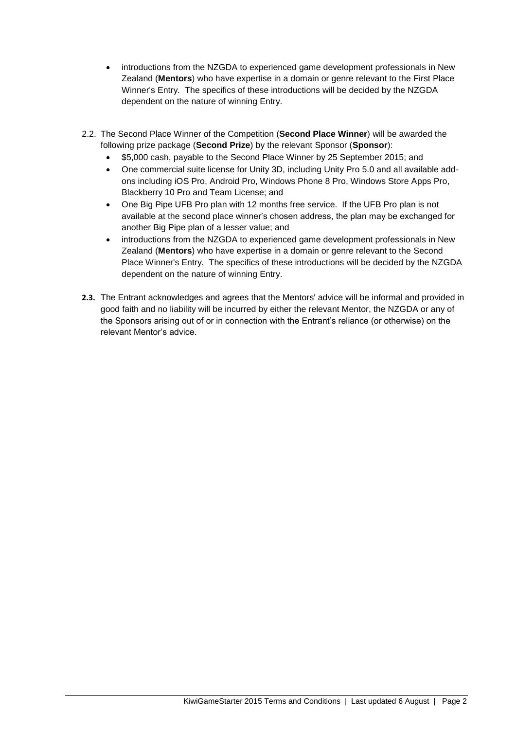- introductions from the NZGDA to experienced game development professionals in New Zealand (**Mentors**) who have expertise in a domain or genre relevant to the First Place Winner's Entry. The specifics of these introductions will be decided by the NZGDA dependent on the nature of winning Entry.

2.2. The Second Place Winner of the Competition (**Second Place Winner**) will be awarded the following prize package (**Second Prize**) by the relevant Sponsor (**Sponsor**):

- $5,000 cash, payable to the Second Place Winner by 25 September 2015; and
- One commercial suite license for Unity 3D, including Unity Pro 5.0 and all available add-ons including iOS Pro, Android Pro, Windows Phone 8 Pro, Windows Store Apps Pro, Blackberry 10 Pro and Team License; and
- One Big Pipe UFB Pro plan with 12 months free service. If the UFB Pro plan is not available at the second place winner's chosen address, the plan may be exchanged for another Big Pipe plan of a lesser value; and
- introductions from the NZGDA to experienced game development professionals in New Zealand (**Mentors**) who have expertise in a domain or genre relevant to the Second Place Winner's Entry. The specifics of these introductions will be decided by the NZGDA dependent on the nature of winning Entry.

**2.3.** The Entrant acknowledges and agrees that the Mentors' advice will be informal and provided in good faith and no liability will be incurred by either the relevant Mentor, the NZGDA or any of the Sponsors arising out of or in connection with the Entrant's reliance (or otherwise) on the relevant Mentor's advice.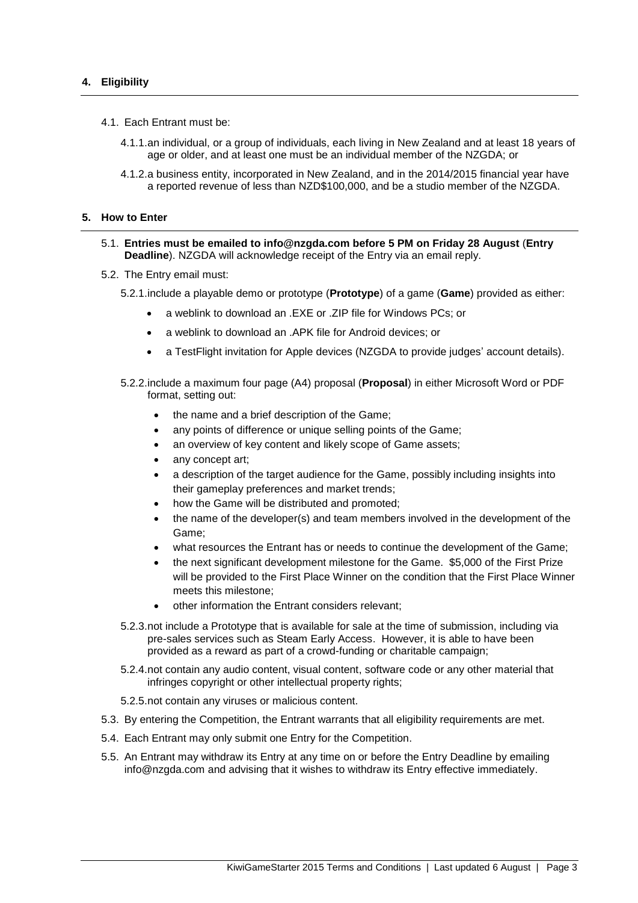## 4. Eligibility

4.1. Each Entrant must be:

4.1.1. an individual, or a group of individuals, each living in New Zealand and at least 18 years of age or older, and at least one must be an individual member of the NZGDA; or

4.1.2. a business entity, incorporated in New Zealand, and in the 2014/2015 financial year have a reported revenue of less than NZD$100,000, and be a studio member of the NZGDA.

## 5. How to Enter

5.1. **Entries must be emailed to info@nzgda.com before 5 PM on Friday 28 August** (**Entry Deadline**). NZGDA will acknowledge receipt of the Entry via an email reply.

5.2. The Entry email must:

5.2.1. include a playable demo or prototype (**Prototype**) of a game (**Game**) provided as either:

- a weblink to download an .EXE or .ZIP file for Windows PCs; or
- a weblink to download an .APK file for Android devices; or
- a TestFlight invitation for Apple devices (NZGDA to provide judges' account details).

5.2.2. include a maximum four page (A4) proposal (**Proposal**) in either Microsoft Word or PDF format, setting out:

- the name and a brief description of the Game;
- any points of difference or unique selling points of the Game;
- an overview of key content and likely scope of Game assets;
- any concept art;
- a description of the target audience for the Game, possibly including insights into their gameplay preferences and market trends;
- how the Game will be distributed and promoted;
- the name of the developer(s) and team members involved in the development of the Game;
- what resources the Entrant has or needs to continue the development of the Game;
- the next significant development milestone for the Game. $5,000 of the First Prize will be provided to the First Place Winner on the condition that the First Place Winner meets this milestone;
- other information the Entrant considers relevant;

5.2.3. not include a Prototype that is available for sale at the time of submission, including via pre-sales services such as Steam Early Access. However, it is able to have been provided as a reward as part of a crowd-funding or charitable campaign;

5.2.4. not contain any audio content, visual content, software code or any other material that infringes copyright or other intellectual property rights;

5.2.5. not contain any viruses or malicious content.

5.3. By entering the Competition, the Entrant warrants that all eligibility requirements are met.

5.4. Each Entrant may only submit one Entry for the Competition.

5.5. An Entrant may withdraw its Entry at any time on or before the Entry Deadline by emailing info@nzgda.com and advising that it wishes to withdraw its Entry effective immediately.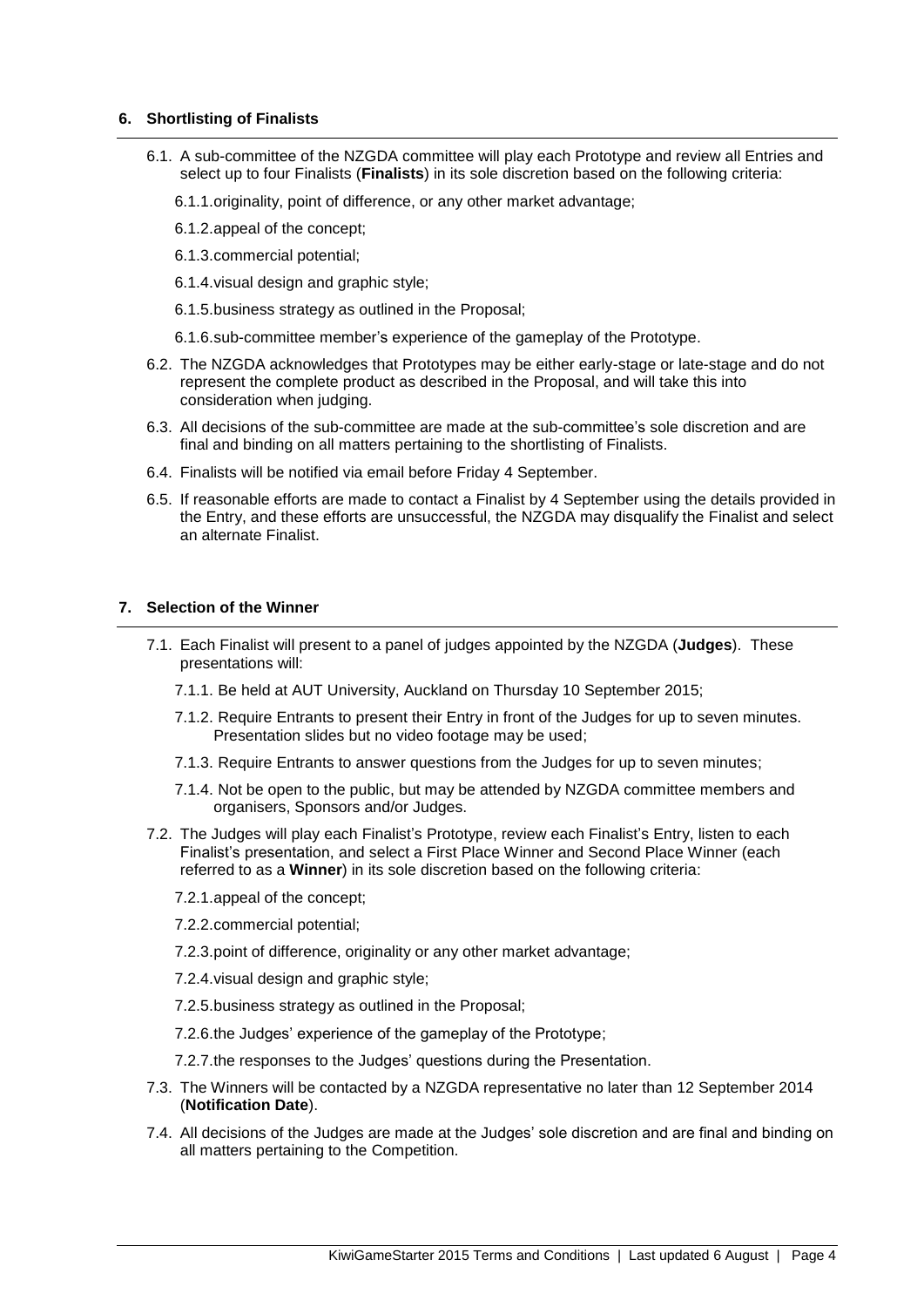## 6. Shortlisting of Finalists

6.1. A sub-committee of the NZGDA committee will play each Prototype and review all Entries and select up to four Finalists (**Finalists**) in its sole discretion based on the following criteria:

6.1.1. originality, point of difference, or any other market advantage;

6.1.2. appeal of the concept;

6.1.3. commercial potential;

6.1.4. visual design and graphic style;

6.1.5. business strategy as outlined in the Proposal;

6.1.6. sub-committee member's experience of the gameplay of the Prototype.

6.2. The NZGDA acknowledges that Prototypes may be either early-stage or late-stage and do not represent the complete product as described in the Proposal, and will take this into consideration when judging.

6.3. All decisions of the sub-committee are made at the sub-committee's sole discretion and are final and binding on all matters pertaining to the shortlisting of Finalists.

6.4. Finalists will be notified via email before Friday 4 September.

6.5. If reasonable efforts are made to contact a Finalist by 4 September using the details provided in the Entry, and these efforts are unsuccessful, the NZGDA may disqualify the Finalist and select an alternate Finalist.

## 7. Selection of the Winner

7.1. Each Finalist will present to a panel of judges appointed by the NZGDA (**Judges**). These presentations will:

7.1.1. Be held at AUT University, Auckland on Thursday 10 September 2015;

7.1.2. Require Entrants to present their Entry in front of the Judges for up to seven minutes. Presentation slides but no video footage may be used;

7.1.3. Require Entrants to answer questions from the Judges for up to seven minutes;

7.1.4. Not be open to the public, but may be attended by NZGDA committee members and organisers, Sponsors and/or Judges.

7.2. The Judges will play each Finalist's Prototype, review each Finalist's Entry, listen to each Finalist's presentation, and select a First Place Winner and Second Place Winner (each referred to as a **Winner**) in its sole discretion based on the following criteria:

7.2.1. appeal of the concept;

7.2.2. commercial potential;

7.2.3. point of difference, originality or any other market advantage;

7.2.4. visual design and graphic style;

7.2.5. business strategy as outlined in the Proposal;

7.2.6. the Judges' experience of the gameplay of the Prototype;

7.2.7. the responses to the Judges' questions during the Presentation.

7.3. The Winners will be contacted by a NZGDA representative no later than 12 September 2014 (**Notification Date**).

7.4. All decisions of the Judges are made at the Judges' sole discretion and are final and binding on all matters pertaining to the Competition.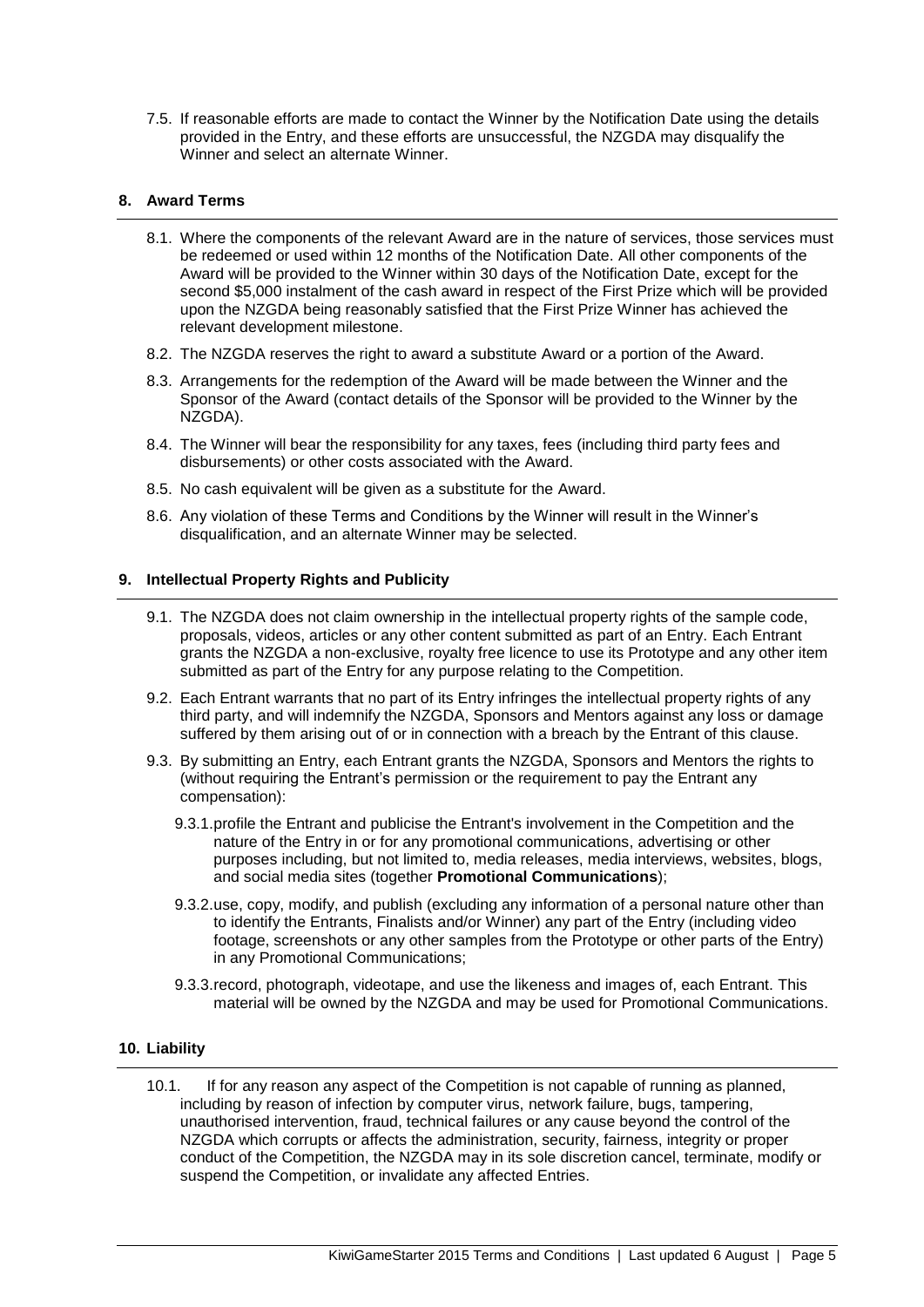7.5. If reasonable efforts are made to contact the Winner by the Notification Date using the details provided in the Entry, and these efforts are unsuccessful, the NZGDA may disqualify the Winner and select an alternate Winner.

## 8. Award Terms

8.1. Where the components of the relevant Award are in the nature of services, those services must be redeemed or used within 12 months of the Notification Date. All other components of the Award will be provided to the Winner within 30 days of the Notification Date, except for the second $5,000 instalment of the cash award in respect of the First Prize which will be provided upon the NZGDA being reasonably satisfied that the First Prize Winner has achieved the relevant development milestone.

8.2. The NZGDA reserves the right to award a substitute Award or a portion of the Award.

8.3. Arrangements for the redemption of the Award will be made between the Winner and the Sponsor of the Award (contact details of the Sponsor will be provided to the Winner by the NZGDA).

8.4. The Winner will bear the responsibility for any taxes, fees (including third party fees and disbursements) or other costs associated with the Award.

8.5. No cash equivalent will be given as a substitute for the Award.

8.6. Any violation of these Terms and Conditions by the Winner will result in the Winner's disqualification, and an alternate Winner may be selected.

## 9. Intellectual Property Rights and Publicity

9.1. The NZGDA does not claim ownership in the intellectual property rights of the sample code, proposals, videos, articles or any other content submitted as part of an Entry. Each Entrant grants the NZGDA a non-exclusive, royalty free licence to use its Prototype and any other item submitted as part of the Entry for any purpose relating to the Competition.

9.2. Each Entrant warrants that no part of its Entry infringes the intellectual property rights of any third party, and will indemnify the NZGDA, Sponsors and Mentors against any loss or damage suffered by them arising out of or in connection with a breach by the Entrant of this clause.

9.3. By submitting an Entry, each Entrant grants the NZGDA, Sponsors and Mentors the rights to (without requiring the Entrant's permission or the requirement to pay the Entrant any compensation):

9.3.1. profile the Entrant and publicise the Entrant's involvement in the Competition and the nature of the Entry in or for any promotional communications, advertising or other purposes including, but not limited to, media releases, media interviews, websites, blogs, and social media sites (together **Promotional Communications**);

9.3.2. use, copy, modify, and publish (excluding any information of a personal nature other than to identify the Entrants, Finalists and/or Winner) any part of the Entry (including video footage, screenshots or any other samples from the Prototype or other parts of the Entry) in any Promotional Communications;

9.3.3. record, photograph, videotape, and use the likeness and images of, each Entrant. This material will be owned by the NZGDA and may be used for Promotional Communications.

## 10. Liability

10.1. If for any reason any aspect of the Competition is not capable of running as planned, including by reason of infection by computer virus, network failure, bugs, tampering, unauthorised intervention, fraud, technical failures or any cause beyond the control of the NZGDA which corrupts or affects the administration, security, fairness, integrity or proper conduct of the Competition, the NZGDA may in its sole discretion cancel, terminate, modify or suspend the Competition, or invalidate any affected Entries.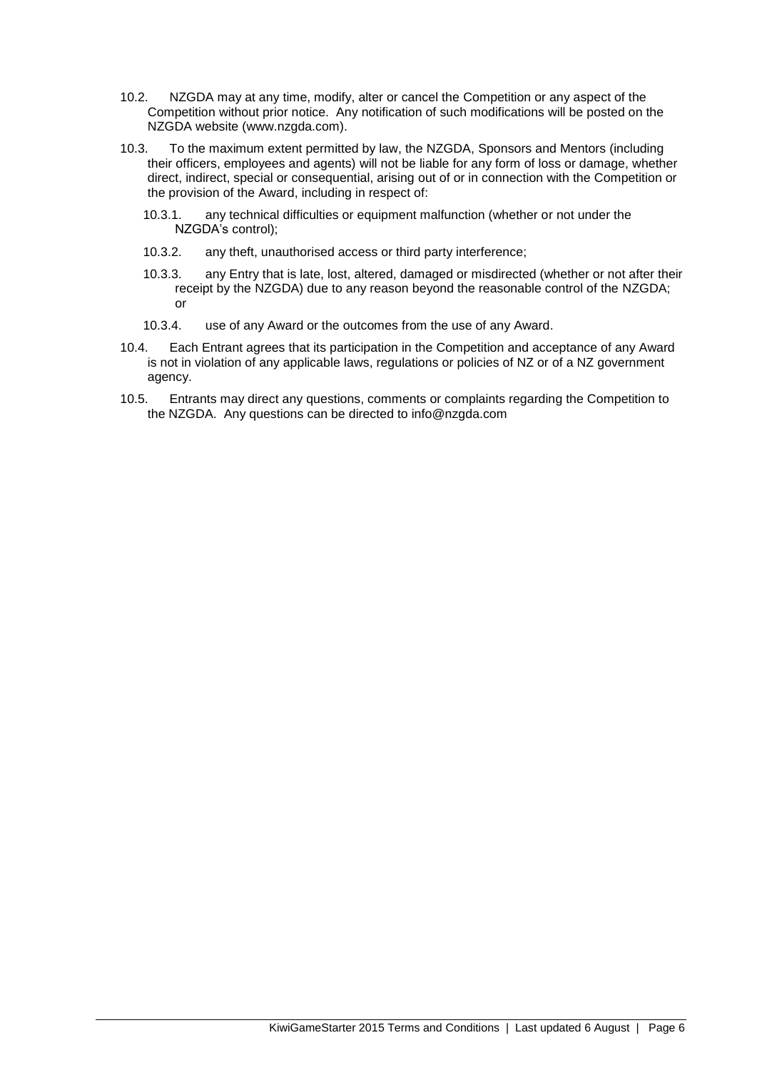10.2. NZGDA may at any time, modify, alter or cancel the Competition or any aspect of the Competition without prior notice. Any notification of such modifications will be posted on the NZGDA website (www.nzgda.com).

10.3. To the maximum extent permitted by law, the NZGDA, Sponsors and Mentors (including their officers, employees and agents) will not be liable for any form of loss or damage, whether direct, indirect, special or consequential, arising out of or in connection with the Competition or the provision of the Award, including in respect of:

   10.3.1. any technical difficulties or equipment malfunction (whether or not under the NZGDA's control);

   10.3.2. any theft, unauthorised access or third party interference;

   10.3.3. any Entry that is late, lost, altered, damaged or misdirected (whether or not after their receipt by the NZGDA) due to any reason beyond the reasonable control of the NZGDA; or

   10.3.4. use of any Award or the outcomes from the use of any Award.

10.4. Each Entrant agrees that its participation in the Competition and acceptance of any Award is not in violation of any applicable laws, regulations or policies of NZ or of a NZ government agency.

10.5. Entrants may direct any questions, comments or complaints regarding the Competition to the NZGDA. Any questions can be directed to info@nzgda.com